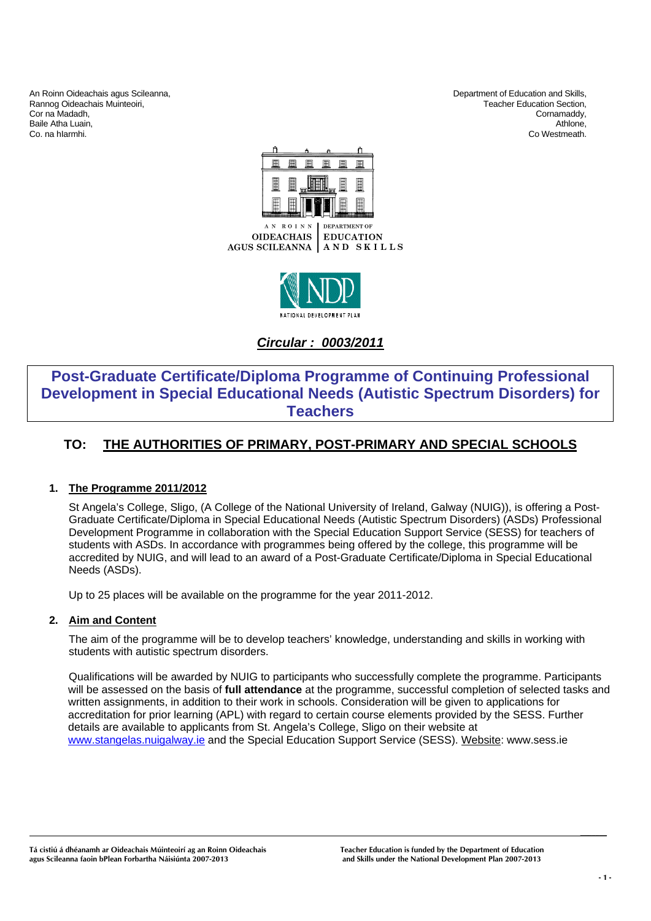An Roinn Oideachais agus Scileanna,
Rannog Oideachais Muinteoiri,
Cor na Madadh,
Baile Atha Luain,
Co. na hIarmhi.

Department of Education and Skills,
Teacher Education Section,
Cornamaddy,
Athlone,
Co Westmeath.

AN ROINN OIDEACHAIS AGUS SCILEANNA | DEPARTMENT OF EDUCATION AND SKILLS

NDP NATIONAL DEVELOPMENT PLAN

***Circular : 0003/2011***

# Post-Graduate Certificate/Diploma Programme of Continuing Professional Development in Special Educational Needs (Autistic Spectrum Disorders) for Teachers

## TO: THE AUTHORITIES OF PRIMARY, POST-PRIMARY AND SPECIAL SCHOOLS

### 1. The Programme 2011/2012

St Angela's College, Sligo, (A College of the National University of Ireland, Galway (NUIG)), is offering a Post-Graduate Certificate/Diploma in Special Educational Needs (Autistic Spectrum Disorders) (ASDs) Professional Development Programme in collaboration with the Special Education Support Service (SESS) for teachers of students with ASDs. In accordance with programmes being offered by the college, this programme will be accredited by NUIG, and will lead to an award of a Post-Graduate Certificate/Diploma in Special Educational Needs (ASDs).

Up to 25 places will be available on the programme for the year 2011-2012.

### 2. Aim and Content

The aim of the programme will be to develop teachers' knowledge, understanding and skills in working with students with autistic spectrum disorders.

Qualifications will be awarded by NUIG to participants who successfully complete the programme. Participants will be assessed on the basis of **full attendance** at the programme, successful completion of selected tasks and written assignments, in addition to their work in schools. Consideration will be given to applications for accreditation for prior learning (APL) with regard to certain course elements provided by the SESS. Further details are available to applicants from St. Angela's College, Sligo on their website at www.stangelas.nuigalway.ie and the Special Education Support Service (SESS). Website: www.sess.ie

Tá cistiú á dhéanamh ar Oideachais Múinteoirí ag an Roinn Oideachais agus Scileanna faoin bPlean Forbartha Náisiúnta 2007-2013

Teacher Education is funded by the Department of Education and Skills under the National Development Plan 2007-2013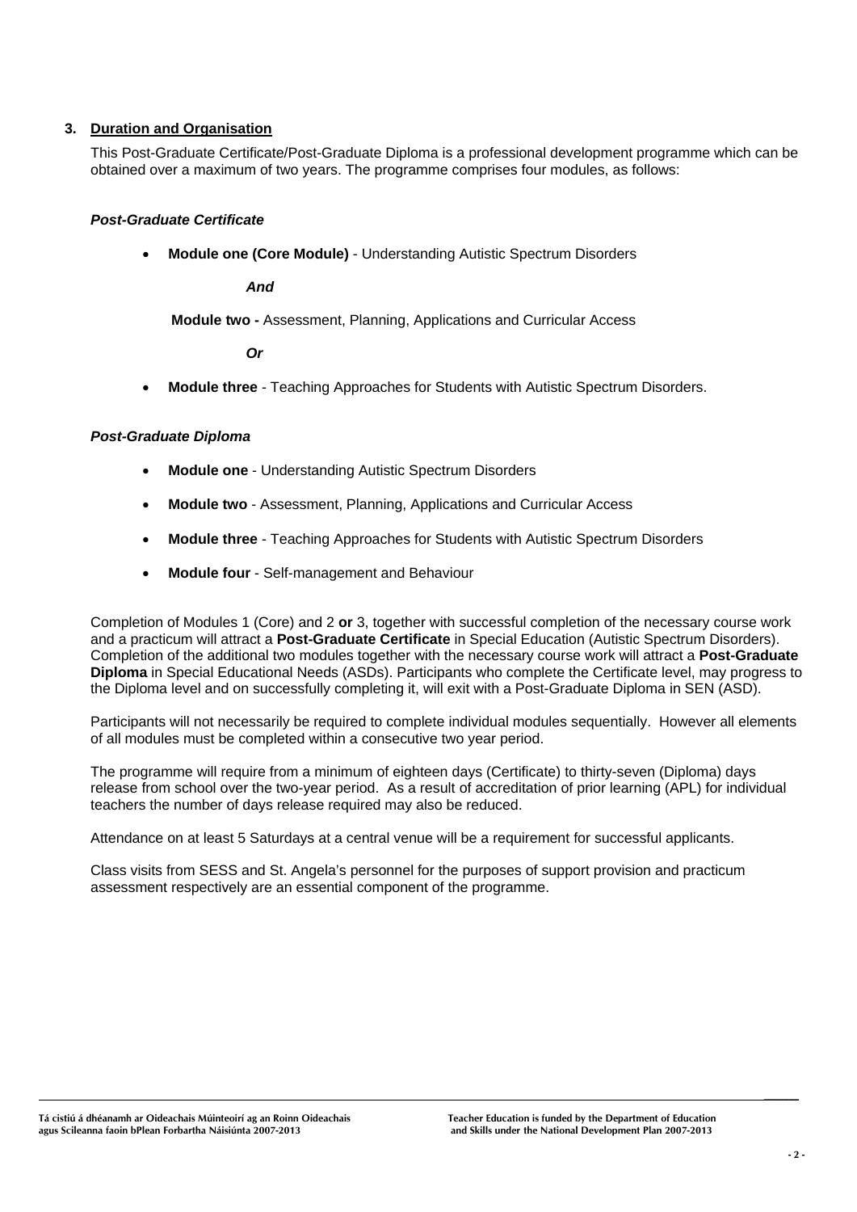## 3. Duration and Organisation

This Post-Graduate Certificate/Post-Graduate Diploma is a professional development programme which can be obtained over a maximum of two years. The programme comprises four modules, as follows:

***Post-Graduate Certificate***

- **Module one (Core Module)** - Understanding Autistic Spectrum Disorders

  ***And***

  **Module two -** Assessment, Planning, Applications and Curricular Access

  ***Or***

- **Module three** - Teaching Approaches for Students with Autistic Spectrum Disorders.

***Post-Graduate Diploma***

- **Module one** - Understanding Autistic Spectrum Disorders
- **Module two** - Assessment, Planning, Applications and Curricular Access
- **Module three** - Teaching Approaches for Students with Autistic Spectrum Disorders
- **Module four** - Self-management and Behaviour

Completion of Modules 1 (Core) and 2 **or** 3, together with successful completion of the necessary course work and a practicum will attract a **Post-Graduate Certificate** in Special Education (Autistic Spectrum Disorders). Completion of the additional two modules together with the necessary course work will attract a **Post-Graduate Diploma** in Special Educational Needs (ASDs). Participants who complete the Certificate level, may progress to the Diploma level and on successfully completing it, will exit with a Post-Graduate Diploma in SEN (ASD).

Participants will not necessarily be required to complete individual modules sequentially. However all elements of all modules must be completed within a consecutive two year period.

The programme will require from a minimum of eighteen days (Certificate) to thirty-seven (Diploma) days release from school over the two-year period. As a result of accreditation of prior learning (APL) for individual teachers the number of days release required may also be reduced.

Attendance on at least 5 Saturdays at a central venue will be a requirement for successful applicants.

Class visits from SESS and St. Angela's personnel for the purposes of support provision and practicum assessment respectively are an essential component of the programme.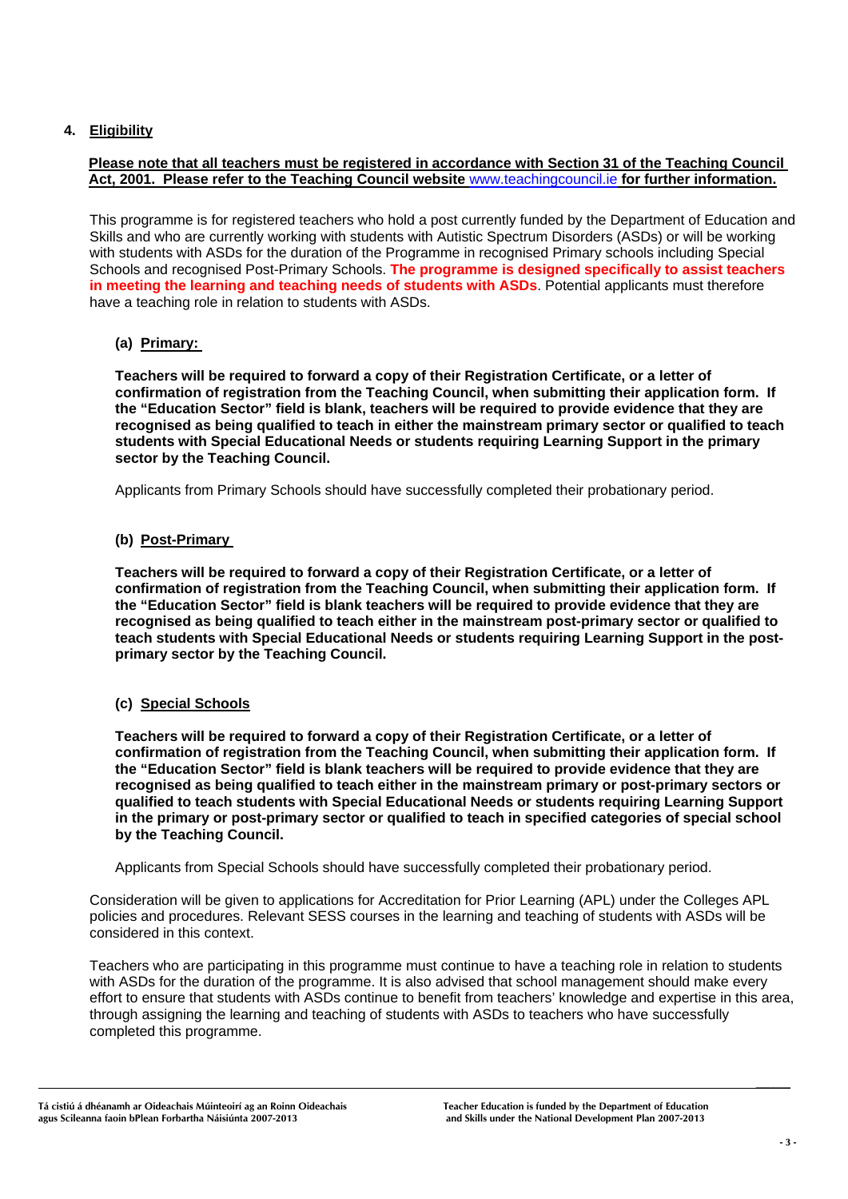## 4. Eligibility

**Please note that all teachers must be registered in accordance with Section 31 of the Teaching Council Act, 2001. Please refer to the Teaching Council website www.teachingcouncil.ie for further information.**

This programme is for registered teachers who hold a post currently funded by the Department of Education and Skills and who are currently working with students with Autistic Spectrum Disorders (ASDs) or will be working with students with ASDs for the duration of the Programme in recognised Primary schools including Special Schools and recognised Post-Primary Schools. **The programme is designed specifically to assist teachers in meeting the learning and teaching needs of students with ASDs**. Potential applicants must therefore have a teaching role in relation to students with ASDs.

### (a) Primary:

**Teachers will be required to forward a copy of their Registration Certificate, or a letter of confirmation of registration from the Teaching Council, when submitting their application form. If the "Education Sector" field is blank, teachers will be required to provide evidence that they are recognised as being qualified to teach in either the mainstream primary sector or qualified to teach students with Special Educational Needs or students requiring Learning Support in the primary sector by the Teaching Council.**

Applicants from Primary Schools should have successfully completed their probationary period.

### (b) Post-Primary

**Teachers will be required to forward a copy of their Registration Certificate, or a letter of confirmation of registration from the Teaching Council, when submitting their application form. If the "Education Sector" field is blank teachers will be required to provide evidence that they are recognised as being qualified to teach either in the mainstream post-primary sector or qualified to teach students with Special Educational Needs or students requiring Learning Support in the post-primary sector by the Teaching Council.**

### (c) Special Schools

**Teachers will be required to forward a copy of their Registration Certificate, or a letter of confirmation of registration from the Teaching Council, when submitting their application form. If the "Education Sector" field is blank teachers will be required to provide evidence that they are recognised as being qualified to teach either in the mainstream primary or post-primary sectors or qualified to teach students with Special Educational Needs or students requiring Learning Support in the primary or post-primary sector or qualified to teach in specified categories of special school by the Teaching Council.**

Applicants from Special Schools should have successfully completed their probationary period.

Consideration will be given to applications for Accreditation for Prior Learning (APL) under the Colleges APL policies and procedures. Relevant SESS courses in the learning and teaching of students with ASDs will be considered in this context.

Teachers who are participating in this programme must continue to have a teaching role in relation to students with ASDs for the duration of the programme. It is also advised that school management should make every effort to ensure that students with ASDs continue to benefit from teachers' knowledge and expertise in this area, through assigning the learning and teaching of students with ASDs to teachers who have successfully completed this programme.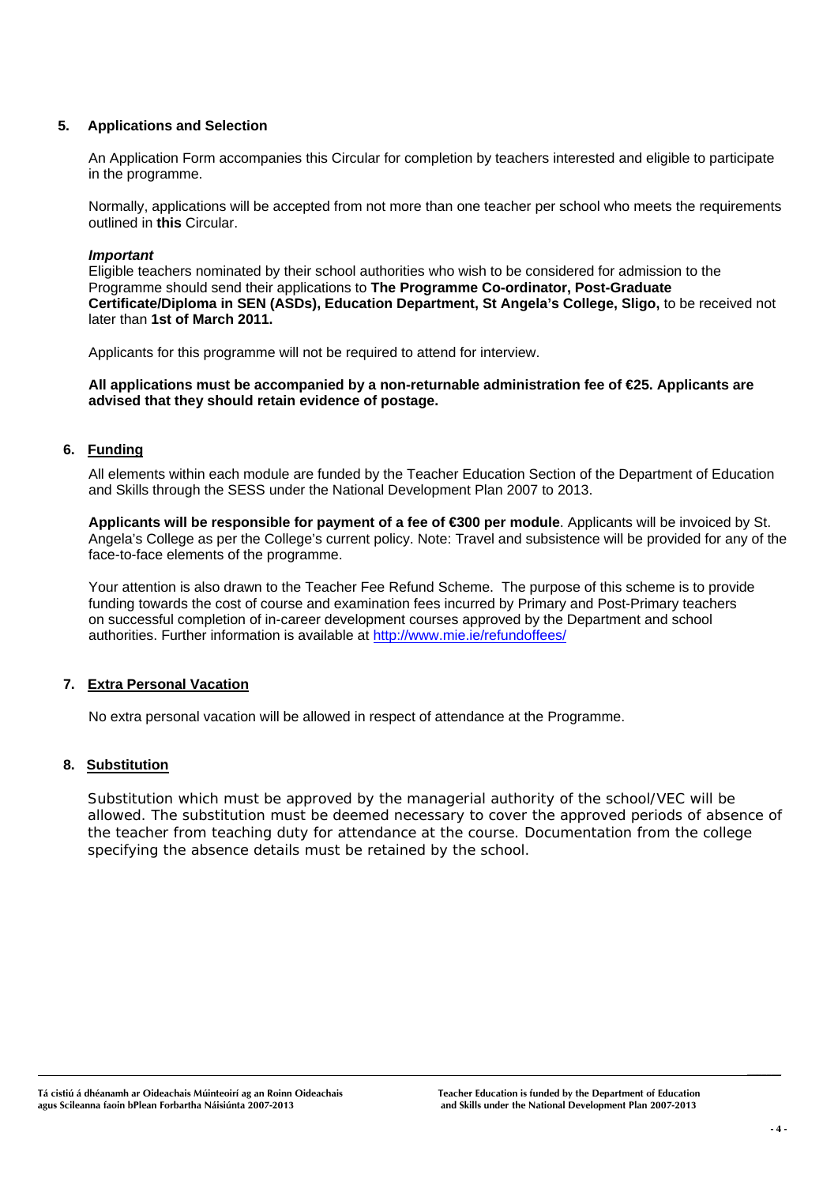## 5. Applications and Selection

An Application Form accompanies this Circular for completion by teachers interested and eligible to participate in the programme.

Normally, applications will be accepted from not more than one teacher per school who meets the requirements outlined in **this** Circular.

***Important***

Eligible teachers nominated by their school authorities who wish to be considered for admission to the Programme should send their applications to **The Programme Co-ordinator, Post-Graduate Certificate/Diploma in SEN (ASDs), Education Department, St Angela's College, Sligo,** to be received not later than **1st of March 2011.**

Applicants for this programme will not be required to attend for interview.

**All applications must be accompanied by a non-returnable administration fee of €25. Applicants are advised that they should retain evidence of postage.**

## 6. Funding

All elements within each module are funded by the Teacher Education Section of the Department of Education and Skills through the SESS under the National Development Plan 2007 to 2013.

**Applicants will be responsible for payment of a fee of €300 per module**. Applicants will be invoiced by St. Angela's College as per the College's current policy. Note: Travel and subsistence will be provided for any of the face-to-face elements of the programme.

Your attention is also drawn to the Teacher Fee Refund Scheme. The purpose of this scheme is to provide funding towards the cost of course and examination fees incurred by Primary and Post-Primary teachers on successful completion of in-career development courses approved by the Department and school authorities. Further information is available at http://www.mie.ie/refundoffees/

## 7. Extra Personal Vacation

No extra personal vacation will be allowed in respect of attendance at the Programme.

## 8. Substitution

Substitution which must be approved by the managerial authority of the school/VEC will be allowed. The substitution must be deemed necessary to cover the approved periods of absence of the teacher from teaching duty for attendance at the course. Documentation from the college specifying the absence details must be retained by the school.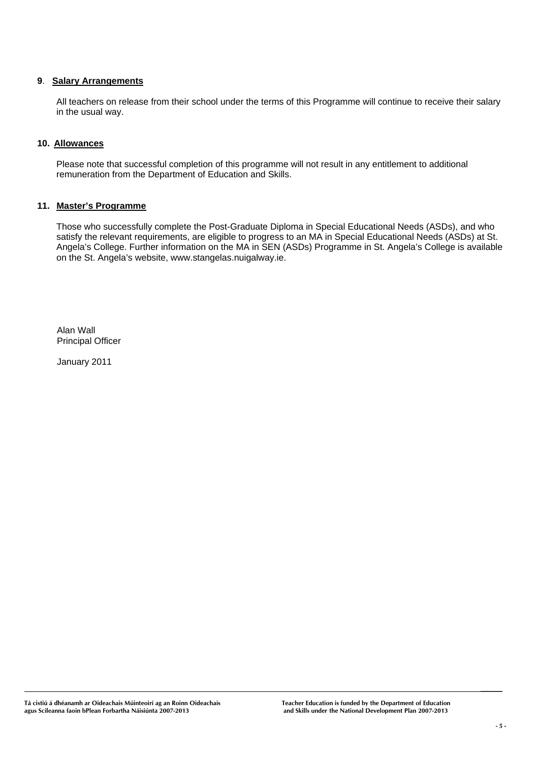## **9**. Salary Arrangements

All teachers on release from their school under the terms of this Programme will continue to receive their salary in the usual way.

## 10. Allowances

Please note that successful completion of this programme will not result in any entitlement to additional remuneration from the Department of Education and Skills.

## 11. Master's Programme

Those who successfully complete the Post-Graduate Diploma in Special Educational Needs (ASDs), and who satisfy the relevant requirements, are eligible to progress to an MA in Special Educational Needs (ASDs) at St. Angela's College. Further information on the MA in SEN (ASDs) Programme in St. Angela's College is available on the St. Angela's website, www.stangelas.nuigalway.ie.

Alan Wall
Principal Officer

January 2011

Tá cistiú á dhéanamh ar Oideachais Múinteoirí ag an Roinn Oideachais agus Scileanna faoin bPlean Forbartha Náisiúnta 2007-2013

Teacher Education is funded by the Department of Education and Skills under the National Development Plan 2007-2013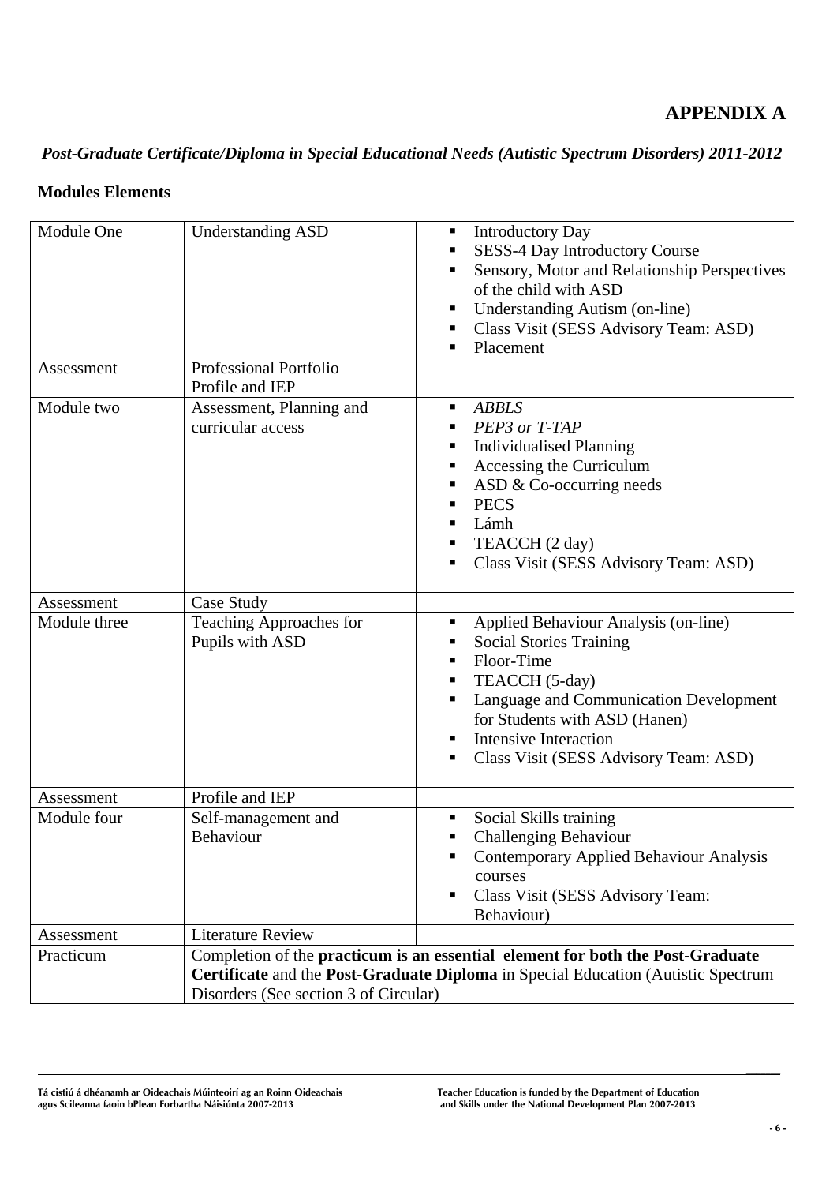# APPENDIX A

***Post-Graduate Certificate/Diploma in Special Educational Needs (Autistic Spectrum Disorders) 2011-2012***

**Modules Elements**

| | | |
|---|---|---|
| Module One | Understanding ASD | ▪ Introductory Day<br>▪ SESS-4 Day Introductory Course<br>▪ Sensory, Motor and Relationship Perspectives of the child with ASD<br>▪ Understanding Autism (on-line)<br>▪ Class Visit (SESS Advisory Team: ASD)<br>▪ Placement |
| Assessment | Professional Portfolio Profile and IEP | |
| Module two | Assessment, Planning and curricular access | ▪ *ABBLS*<br>▪ *PEP3 or T-TAP*<br>▪ Individualised Planning<br>▪ Accessing the Curriculum<br>▪ ASD & Co-occurring needs<br>▪ PECS<br>▪ Lámh<br>▪ TEACCH (2 day)<br>▪ Class Visit (SESS Advisory Team: ASD) |
| Assessment | Case Study | |
| Module three | Teaching Approaches for Pupils with ASD | ▪ Applied Behaviour Analysis (on-line)<br>▪ Social Stories Training<br>▪ Floor-Time<br>▪ TEACCH (5-day)<br>▪ Language and Communication Development for Students with ASD (Hanen)<br>▪ Intensive Interaction<br>▪ Class Visit (SESS Advisory Team: ASD) |
| Assessment | Profile and IEP | |
| Module four | Self-management and Behaviour | ▪ Social Skills training<br>▪ Challenging Behaviour<br>▪ Contemporary Applied Behaviour Analysis courses<br>▪ Class Visit (SESS Advisory Team: Behaviour) |
| Assessment | Literature Review | |
| Practicum | Completion of the **practicum is an essential element for both the Post-Graduate Certificate** and the **Post-Graduate Diploma** in Special Education (Autistic Spectrum Disorders (See section 3 of Circular) | |

Tá cistiú á dhéanamh ar Oideachais Múinteoirí ag an Roinn Oideachais agus Scileanna faoin bPlean Forbartha Náisiúnta 2007-2013

Teacher Education is funded by the Department of Education and Skills under the National Development Plan 2007-2013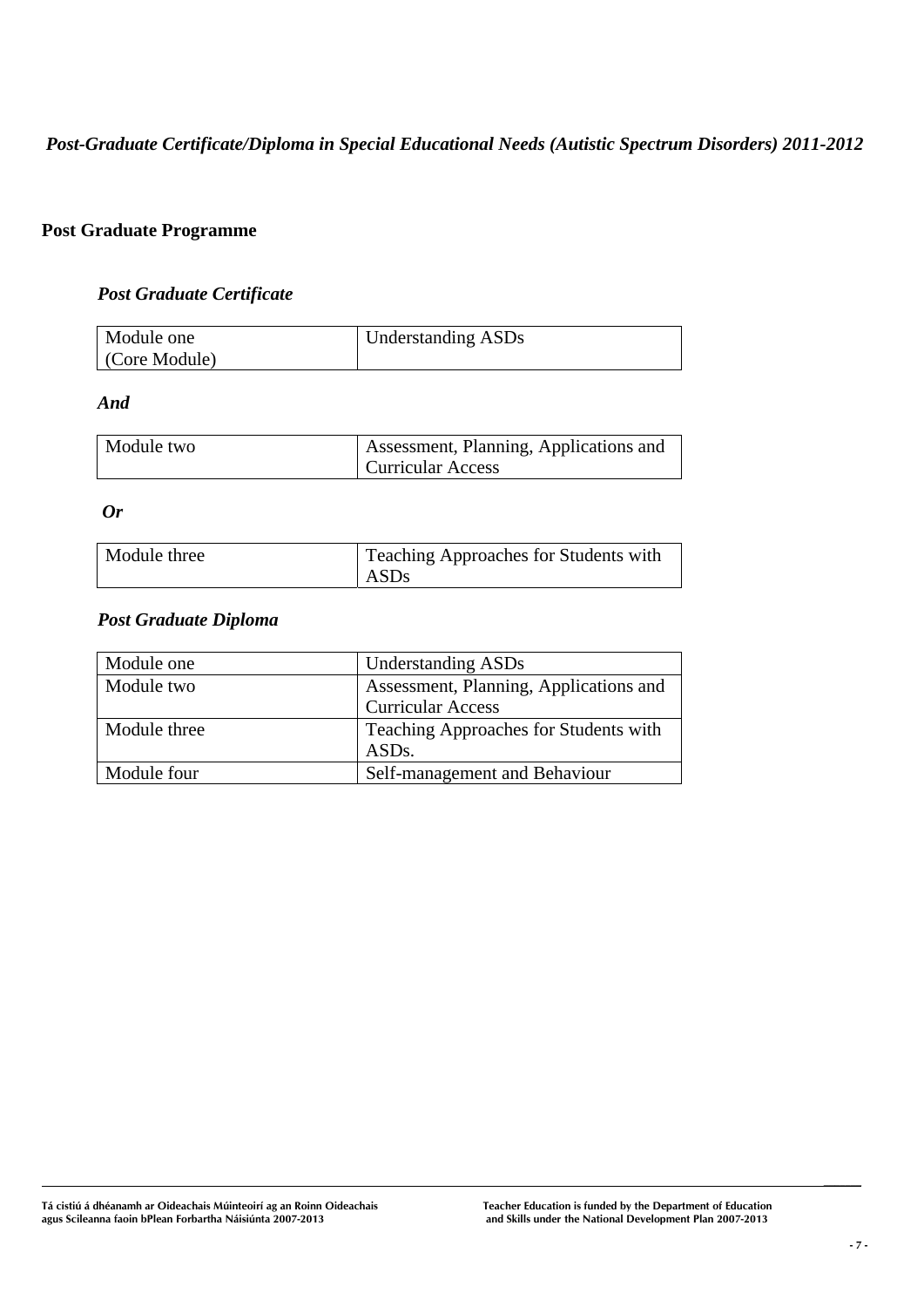*Post-Graduate Certificate/Diploma in Special Educational Needs (Autistic Spectrum Disorders) 2011-2012*

## Post Graduate Programme

### *Post Graduate Certificate*

| Module one (Core Module) | Understanding ASDs |
|---|---|

***And***

| Module two | Assessment, Planning, Applications and Curricular Access |
|---|---|

***Or***

| Module three | Teaching Approaches for Students with ASDs |
|---|---|

### *Post Graduate Diploma*

| Module one | Understanding ASDs |
|---|---|
| Module two | Assessment, Planning, Applications and Curricular Access |
| Module three | Teaching Approaches for Students with ASDs. |
| Module four | Self-management and Behaviour |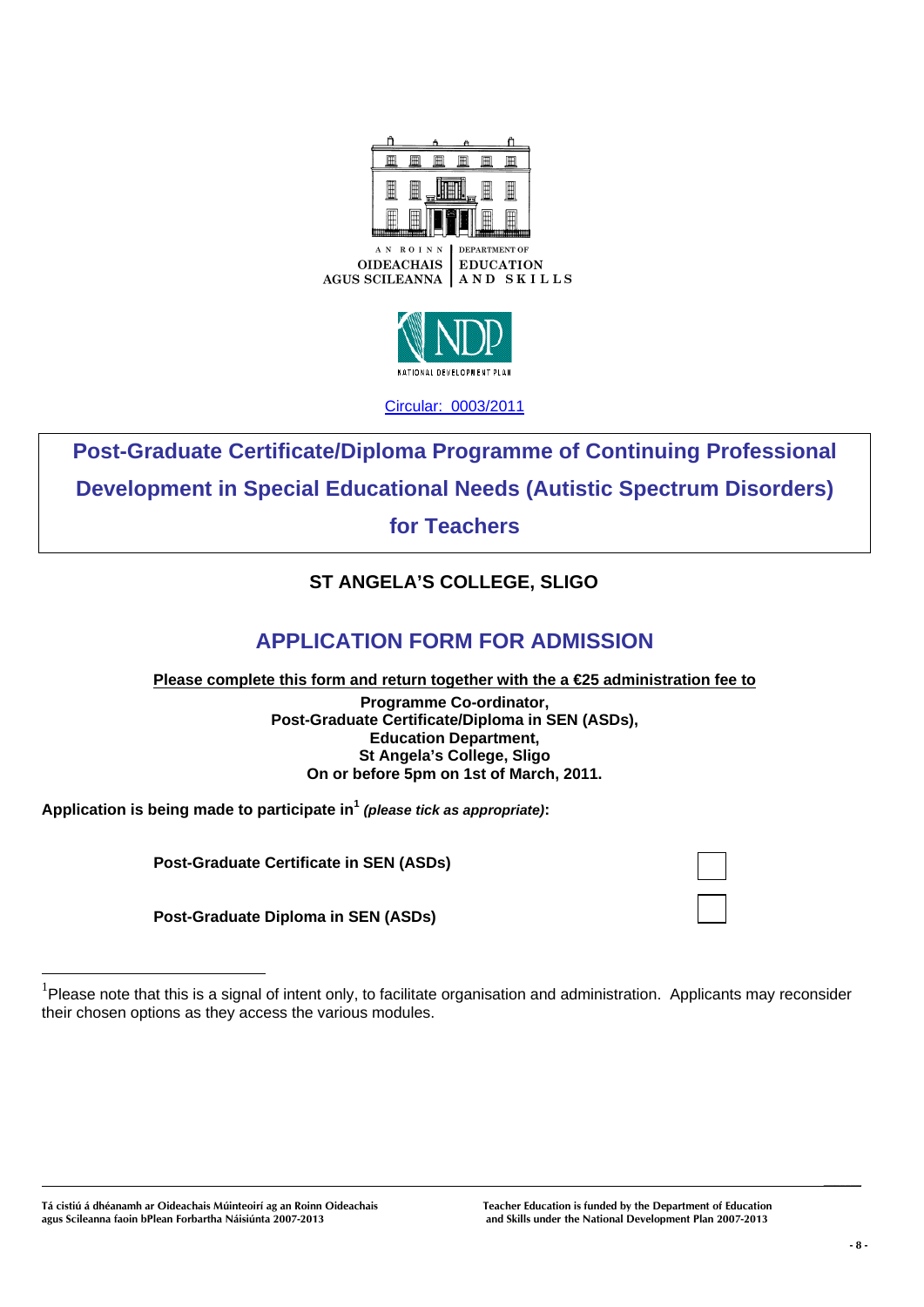AN ROINN OIDEACHAIS AGUS SCILEANNA | DEPARTMENT OF EDUCATION AND SKILLS

NATIONAL DEVELOPMENT PLAN

Circular: 0003/2011

# Post-Graduate Certificate/Diploma Programme of Continuing Professional Development in Special Educational Needs (Autistic Spectrum Disorders) for Teachers

## ST ANGELA'S COLLEGE, SLIGO

## APPLICATION FORM FOR ADMISSION

**Please complete this form and return together with the a €25 administration fee to**

**Programme Co-ordinator,**
**Post-Graduate Certificate/Diploma in SEN (ASDs),**
**Education Department,**
**St Angela's College, Sligo**
**On or before 5pm on 1st of March, 2011.**

**Application is being made to participate in**[1] ***(please tick as appropriate)*****:**

| | |
|---|---|
| **Post-Graduate Certificate in SEN (ASDs)** | ☐ |
| **Post-Graduate Diploma in SEN (ASDs)** | ☐ |

[1] Please note that this is a signal of intent only, to facilitate organisation and administration. Applicants may reconsider their chosen options as they access the various modules.

Tá cistiú á dhéanamh ar Oideachais Múinteoirí ag an Roinn Oideachais agus Scileanna faoin bPlean Forbartha Náisiúnta 2007-2013

Teacher Education is funded by the Department of Education and Skills under the National Development Plan 2007-2013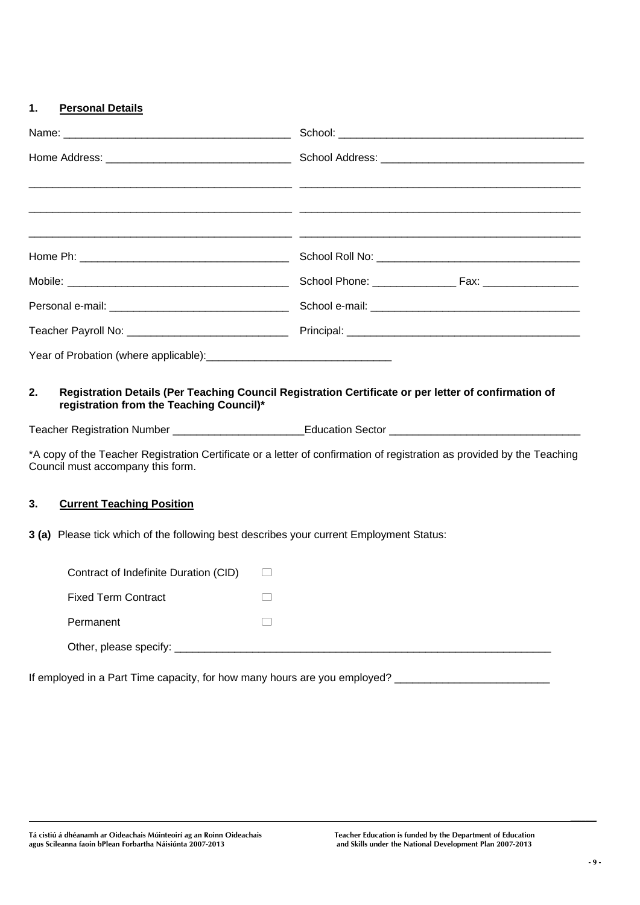## 1. Personal Details

| | |
|---|---|
| Name: ______________________________ | School: ______________________________ |
| Home Address: ______________________________ | School Address: ______________________________ |
| ______________________________ | ______________________________ |
| ______________________________ | ______________________________ |
| ______________________________ | ______________________________ |
| Home Ph: ______________________________ | School Roll No: ______________________________ |
| Mobile: ______________________________ | School Phone: ______________ Fax: ______________ |
| Personal e-mail: ______________________________ | School e-mail: ______________________________ |
| Teacher Payroll No: ______________________________ | Principal: ______________________________ |

Year of Probation (where applicable):______________________________

## 2. Registration Details (Per Teaching Council Registration Certificate or per letter of confirmation of registration from the Teaching Council)*

Teacher Registration Number ______________________Education Sector ______________________________

*A copy of the Teacher Registration Certificate or a letter of confirmation of registration as provided by the Teaching Council must accompany this form.

## 3. Current Teaching Position

**3 (a)** Please tick which of the following best describes your current Employment Status:

- Contract of Indefinite Duration (CID) ☐
- Fixed Term Contract ☐
- Permanent ☐
- Other, please specify: ______________________________

If employed in a Part Time capacity, for how many hours are you employed? ______________________________

Tá cistiú á dhéanamh ar Oideachais Múinteoirí ag an Roinn Oideachais agus Scileanna faoin bPlean Forbartha Náisiúnta 2007-2013

Teacher Education is funded by the Department of Education and Skills under the National Development Plan 2007-2013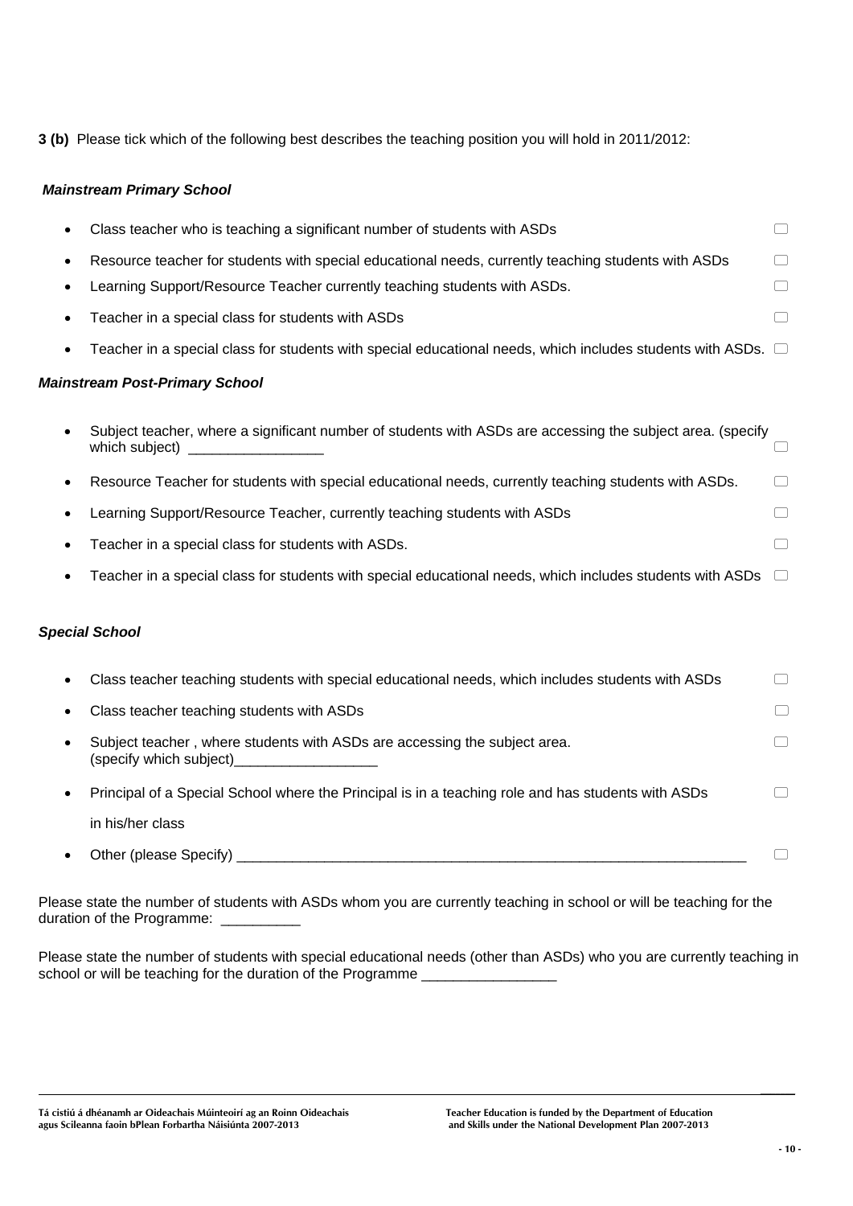**3 (b)** Please tick which of the following best describes the teaching position you will hold in 2011/2012:

***Mainstream Primary School***

- Class teacher who is teaching a significant number of students with ASDs ☐
- Resource teacher for students with special educational needs, currently teaching students with ASDs ☐
- Learning Support/Resource Teacher currently teaching students with ASDs. ☐
- Teacher in a special class for students with ASDs ☐
- Teacher in a special class for students with special educational needs, which includes students with ASDs. ☐

***Mainstream Post-Primary School***

- Subject teacher, where a significant number of students with ASDs are accessing the subject area. (specify which subject) _________________ ☐
- Resource Teacher for students with special educational needs, currently teaching students with ASDs. ☐
- Learning Support/Resource Teacher, currently teaching students with ASDs ☐
- Teacher in a special class for students with ASDs. ☐
- Teacher in a special class for students with special educational needs, which includes students with ASDs ☐

***Special School***

- Class teacher teaching students with special educational needs, which includes students with ASDs ☐
- Class teacher teaching students with ASDs ☐
- Subject teacher , where students with ASDs are accessing the subject area. (specify which subject)__________________ ☐
- Principal of a Special School where the Principal is in a teaching role and has students with ASDs in his/her class ☐
- Other (please Specify) _________________________________________________________________ ☐

Please state the number of students with ASDs whom you are currently teaching in school or will be teaching for the duration of the Programme: __________

Please state the number of students with special educational needs (other than ASDs) who you are currently teaching in school or will be teaching for the duration of the Programme _________________

Tá cistiú á dhéanamh ar Oideachais Múinteoirí ag an Roinn Oideachais agus Scileanna faoin bPlean Forbartha Náisiúnta 2007-2013

Teacher Education is funded by the Department of Education and Skills under the National Development Plan 2007-2013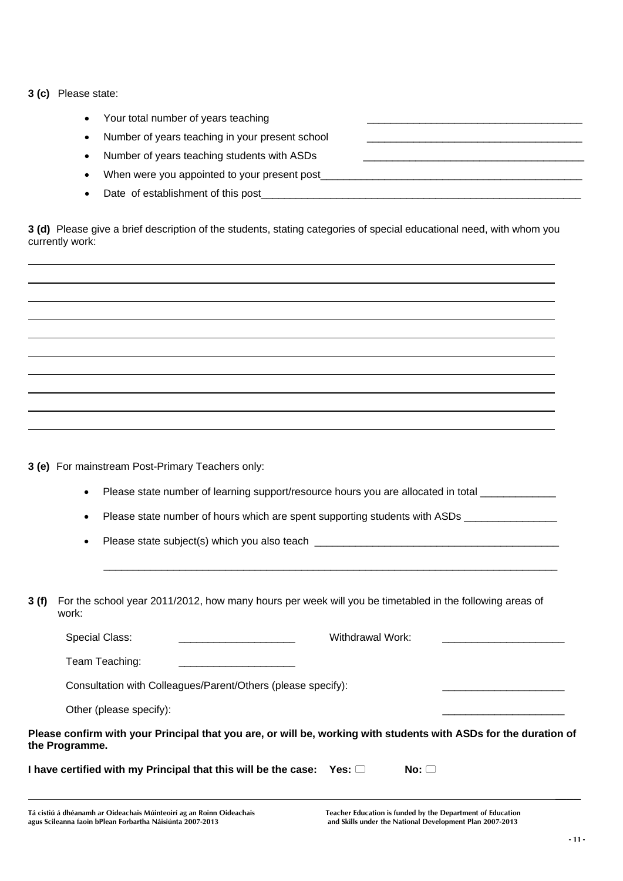**3 (c)** Please state:

- Your total number of years teaching ____________________________________
- Number of years teaching in your present school ____________________________________
- Number of years teaching students with ASDs ____________________________________
- When were you appointed to your present post____________________________________________
- Date of establishment of this post________________________________________________________

**3 (d)** Please give a brief description of the students, stating categories of special educational need, with whom you currently work:

______________________________________________________________________________

______________________________________________________________________________

______________________________________________________________________________

______________________________________________________________________________

______________________________________________________________________________

______________________________________________________________________________

______________________________________________________________________________

______________________________________________________________________________

______________________________________________________________________________

______________________________________________________________________________

**3 (e)** For mainstream Post-Primary Teachers only:

- Please state number of learning support/resource hours you are allocated in total _____________
- Please state number of hours which are spent supporting students with ASDs ________________
- Please state subject(s) which you also teach __________________________________________

  ______________________________________________________________________________

**3 (f)** For the school year 2011/2012, how many hours per week will you be timetabled in the following areas of work:

Special Class: ____________________ Withdrawal Work: _____________________

Team Teaching: ____________________

Consultation with Colleagues/Parent/Others (please specify): _____________________

Other (please specify): _____________________

**Please confirm with your Principal that you are, or will be, working with students with ASDs for the duration of the Programme.**

**I have certified with my Principal that this will be the case: Yes: ☐ No: ☐**

**Tá cistiú á dhéanamh ar Oideachais Múinteoirí ag an Roinn Oideachais agus Scileanna faoin bPlean Forbartha Náisiúnta 2007-2013**

**Teacher Education is funded by the Department of Education and Skills under the National Development Plan 2007-2013**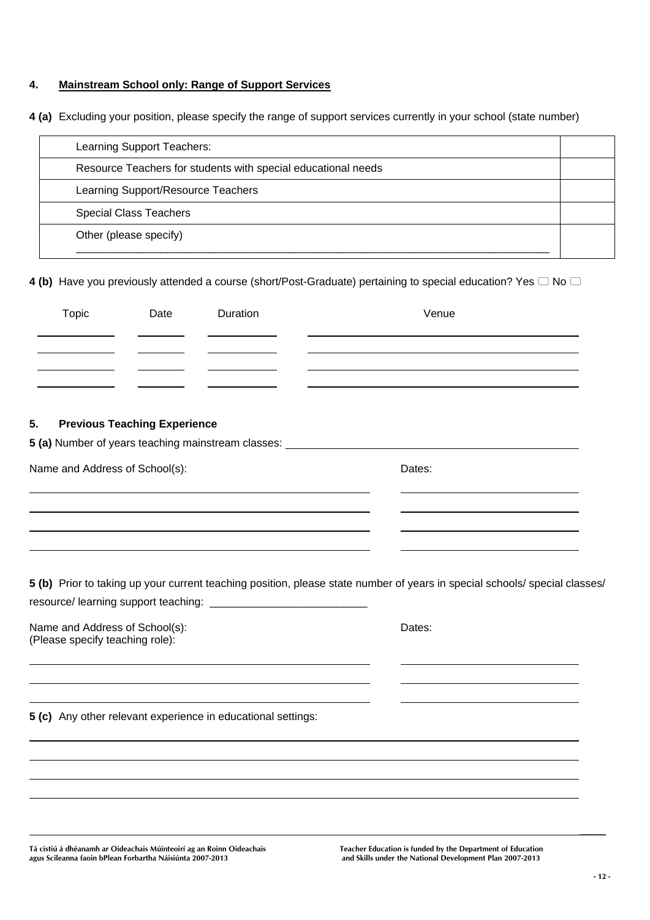**4. Mainstream School only: Range of Support Services**

**4 (a)** Excluding your position, please specify the range of support services currently in your school (state number)

| | |
|---|---|
| Learning Support Teachers: | |
| Resource Teachers for students with special educational needs | |
| Learning Support/Resource Teachers | |
| Special Class Teachers | |
| Other (please specify) ____________________ | |

**4 (b)** Have you previously attended a course (short/Post-Graduate) pertaining to special education? Yes ☐ No ☐

| Topic | Date | Duration | Venue |
|---|---|---|---|
| | | | |
| | | | |
| | | | |
| | | | |

**5. Previous Teaching Experience**

**5 (a)** Number of years teaching mainstream classes: ____________________

Name and Address of School(s): Dates:

____________________ ____________________

____________________ ____________________

____________________ ____________________

____________________ ____________________

**5 (b)** Prior to taking up your current teaching position, please state number of years in special schools/ special classes/ resource/ learning support teaching: ____________________

Name and Address of School(s):
(Please specify teaching role): Dates:

____________________ ____________________

____________________ ____________________

____________________ ____________________

**5 (c)** Any other relevant experience in educational settings:

____________________

____________________

____________________

____________________

Tá cistiú á dhéanamh ar Oideachais Múinteoirí ag an Roinn Oideachais agus Scileanna faoin bPlean Forbartha Náisiúnta 2007-2013

Teacher Education is funded by the Department of Education and Skills under the National Development Plan 2007-2013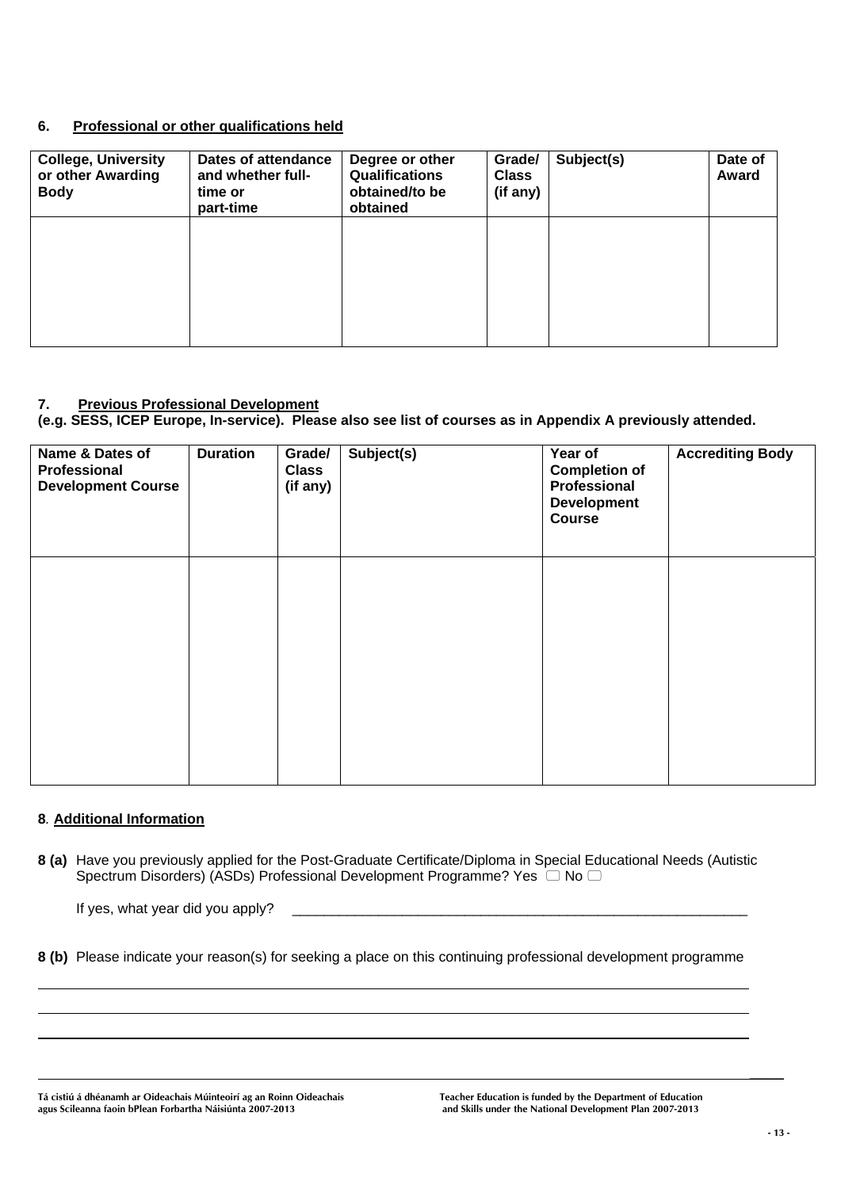## 6. Professional or other qualifications held

| College, University or other Awarding Body | Dates of attendance and whether full-time or part-time | Degree or other Qualifications obtained/to be obtained | Grade/ Class (if any) | Subject(s) | Date of Award |
|---|---|---|---|---|---|
| | | | | | |

## 7. Previous Professional Development

**(e.g. SESS, ICEP Europe, In-service). Please also see list of courses as in Appendix A previously attended.**

| Name & Dates of Professional Development Course | Duration | Grade/ Class (if any) | Subject(s) | Year of Completion of Professional Development Course | Accrediting Body |
|---|---|---|---|---|---|
| | | | | | |

## 8. Additional Information

**8 (a)** Have you previously applied for the Post-Graduate Certificate/Diploma in Special Educational Needs (Autistic Spectrum Disorders) (ASDs) Professional Development Programme? Yes ☐ No ☐

If yes, what year did you apply? ____________________________________________________________

**8 (b)** Please indicate your reason(s) for seeking a place on this continuing professional development programme

______________________________________________________________________________

______________________________________________________________________________

______________________________________________________________________________

Tá cistiú á dhéanamh ar Oideachais Múinteoirí ag an Roinn Oideachais agus Scileanna faoin bPlean Forbartha Náisiúnta 2007-2013

Teacher Education is funded by the Department of Education and Skills under the National Development Plan 2007-2013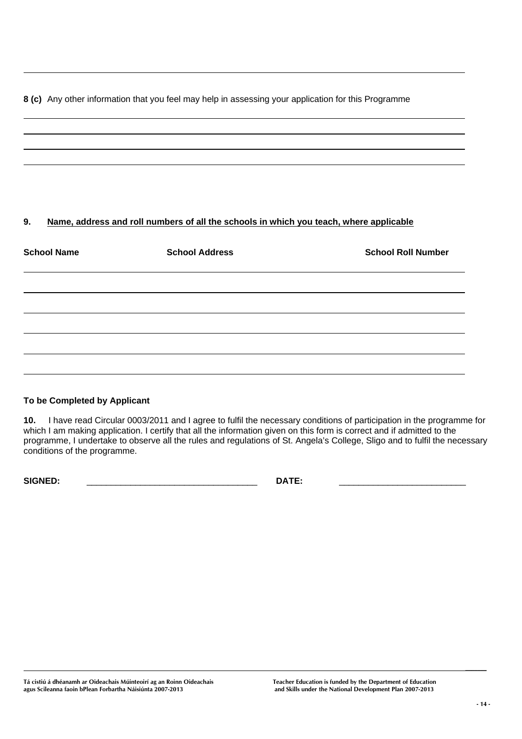**8 (c)** Any other information that you feel may help in assessing your application for this Programme

## 9. Name, address and roll numbers of all the schools in which you teach, where applicable

| School Name | School Address | School Roll Number |
|---|---|---|
| | | |
| | | |
| | | |
| | | |
| | | |

**To be Completed by Applicant**

**10.** I have read Circular 0003/2011 and I agree to fulfil the necessary conditions of participation in the programme for which I am making application. I certify that all the information given on this form is correct and if admitted to the programme, I undertake to observe all the rules and regulations of St. Angela's College, Sligo and to fulfil the necessary conditions of the programme.

**SIGNED:** ___________________________________ **DATE:** __________________________

Tá cistiú á dhéanamh ar Oideachais Múinteoirí ag an Roinn Oideachais agus Scileanna faoin bPlean Forbartha Náisiúnta 2007-2013

Teacher Education is funded by the Department of Education and Skills under the National Development Plan 2007-2013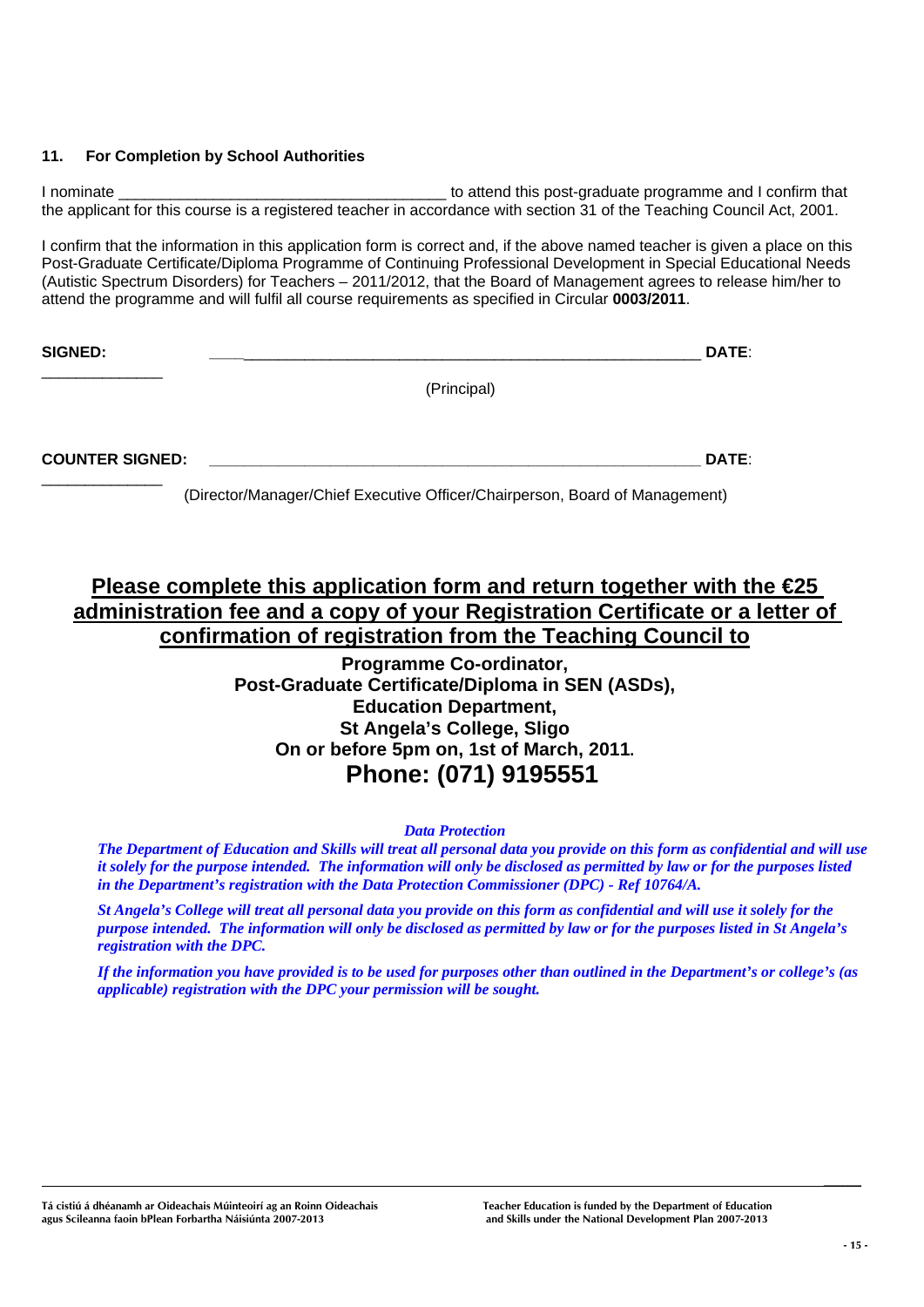**11. For Completion by School Authorities**

I nominate ______________________________________ to attend this post-graduate programme and I confirm that the applicant for this course is a registered teacher in accordance with section 31 of the Teaching Council Act, 2001.

I confirm that the information in this application form is correct and, if the above named teacher is given a place on this Post-Graduate Certificate/Diploma Programme of Continuing Professional Development in Special Educational Needs (Autistic Spectrum Disorders) for Teachers – 2011/2012, that the Board of Management agrees to release him/her to attend the programme and will fulfil all course requirements as specified in Circular **0003/2011**.

**SIGNED:** __________________________________________________________ **DATE**: ______________

(Principal)

**COUNTER SIGNED:** __________________________________________________________ **DATE**: ______________

(Director/Manager/Chief Executive Officer/Chairperson, Board of Management)

**Please complete this application form and return together with the €25 administration fee and a copy of your Registration Certificate or a letter of confirmation of registration from the Teaching Council to**

**Programme Co-ordinator,**
**Post-Graduate Certificate/Diploma in SEN (ASDs),**
**Education Department,**
**St Angela's College, Sligo**
**On or before 5pm on, 1st of March, 2011.**
**Phone: (071) 9195551**

***Data Protection***

***The Department of Education and Skills will treat all personal data you provide on this form as confidential and will use it solely for the purpose intended. The information will only be disclosed as permitted by law or for the purposes listed in the Department's registration with the Data Protection Commissioner (DPC) - Ref 10764/A.***

***St Angela's College will treat all personal data you provide on this form as confidential and will use it solely for the purpose intended. The information will only be disclosed as permitted by law or for the purposes listed in St Angela's registration with the DPC.***

***If the information you have provided is to be used for purposes other than outlined in the Department's or college's (as applicable) registration with the DPC your permission will be sought.***

**Tá cistiú á dhéanamh ar Oideachais Múinteoirí ag an Roinn Oideachais agus Scileanna faoin bPlean Forbartha Náisiúnta 2007-2013**

**Teacher Education is funded by the Department of Education and Skills under the National Development Plan 2007-2013**